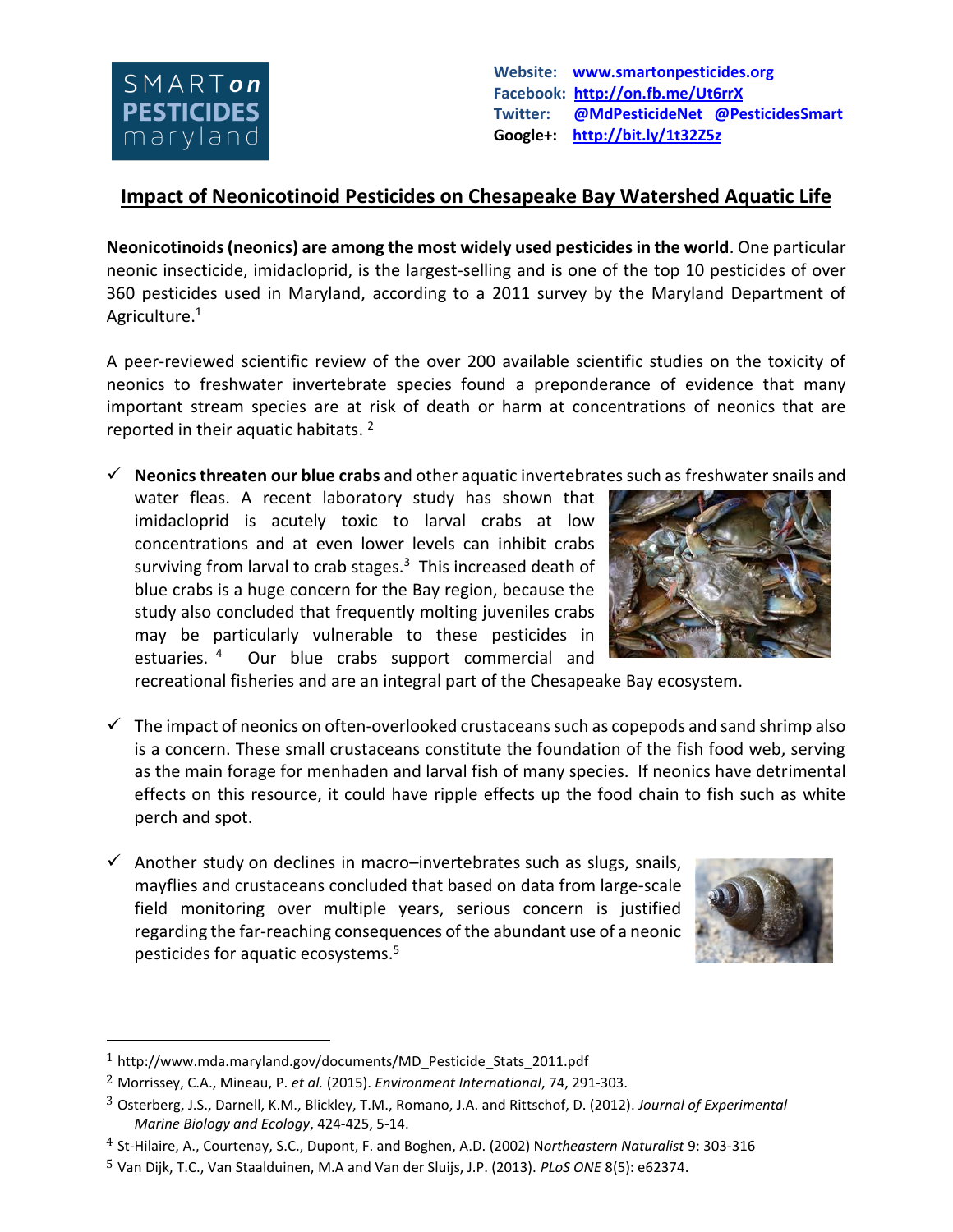SMART**on** PESTICIDES maryland

**Website:** www.smartonpesticides.org
**Facebook:** http://on.fb.me/Ut6rrX
**Twitter:** @MdPesticideNet @PesticidesSmart
**Google+:** http://bit.ly/1t32Z5z

# Impact of Neonicotinoid Pesticides on Chesapeake Bay Watershed Aquatic Life

**Neonicotinoids (neonics) are among the most widely used pesticides in the world**. One particular neonic insecticide, imidacloprid, is the largest-selling and is one of the top 10 pesticides of over 360 pesticides used in Maryland, according to a 2011 survey by the Maryland Department of Agriculture.[1]

A peer-reviewed scientific review of the over 200 available scientific studies on the toxicity of neonics to freshwater invertebrate species found a preponderance of evidence that many important stream species are at risk of death or harm at concentrations of neonics that are reported in their aquatic habitats. [2]

- ✓ **Neonics threaten our blue crabs** and other aquatic invertebrates such as freshwater snails and water fleas. A recent laboratory study has shown that imidacloprid is acutely toxic to larval crabs at low concentrations and at even lower levels can inhibit crabs surviving from larval to crab stages.[3] This increased death of blue crabs is a huge concern for the Bay region, because the study also concluded that frequently molting juveniles crabs may be particularly vulnerable to these pesticides in estuaries. [4] Our blue crabs support commercial and recreational fisheries and are an integral part of the Chesapeake Bay ecosystem.

- ✓ The impact of neonics on often-overlooked crustaceans such as copepods and sand shrimp also is a concern. These small crustaceans constitute the foundation of the fish food web, serving as the main forage for menhaden and larval fish of many species. If neonics have detrimental effects on this resource, it could have ripple effects up the food chain to fish such as white perch and spot.

- ✓ Another study on declines in macro–invertebrates such as slugs, snails, mayflies and crustaceans concluded that based on data from large-scale field monitoring over multiple years, serious concern is justified regarding the far-reaching consequences of the abundant use of a neonic pesticides for aquatic ecosystems.[5]

---

[1] http://www.mda.maryland.gov/documents/MD_Pesticide_Stats_2011.pdf

[2] Morrissey, C.A., Mineau, P. *et al.* (2015). *Environment International*, 74, 291-303.

[3] Osterberg, J.S., Darnell, K.M., Blickley, T.M., Romano, J.A. and Rittschof, D. (2012). *Journal of Experimental Marine Biology and Ecology*, 424-425, 5-14.

[4] St-Hilaire, A., Courtenay, S.C., Dupont, F. and Boghen, A.D. (2002) N*ortheastern Naturalist* 9: 303-316

[5] Van Dijk, T.C., Van Staalduinen, M.A and Van der Sluijs, J.P. (2013). *PLoS ONE* 8(5): e62374.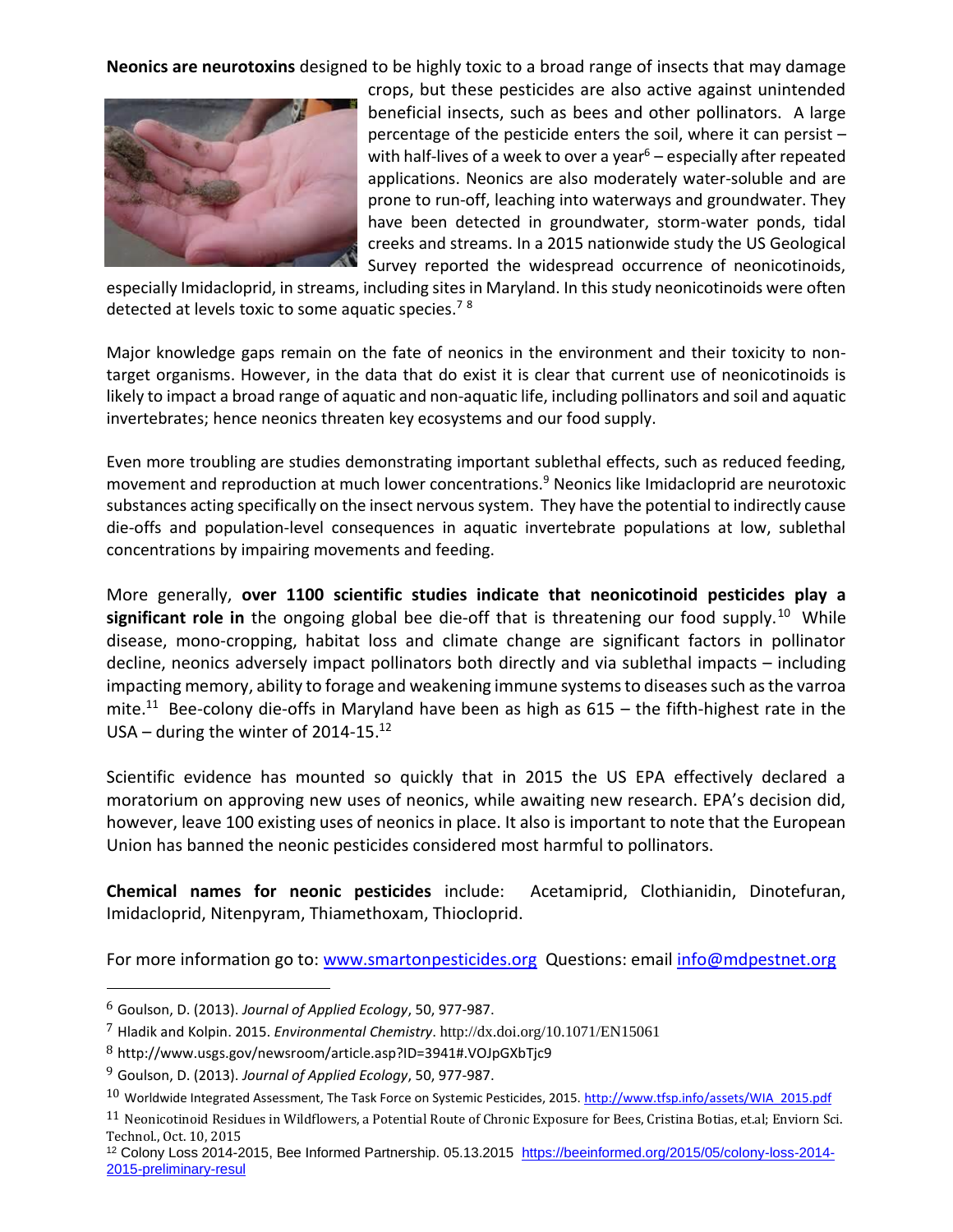**Neonics are neurotoxins** designed to be highly toxic to a broad range of insects that may damage crops, but these pesticides are also active against unintended beneficial insects, such as bees and other pollinators. A large percentage of the pesticide enters the soil, where it can persist – with half-lives of a week to over a year[6] – especially after repeated applications. Neonics are also moderately water-soluble and are prone to run-off, leaching into waterways and groundwater. They have been detected in groundwater, storm-water ponds, tidal creeks and streams. In a 2015 nationwide study the US Geological Survey reported the widespread occurrence of neonicotinoids, especially Imidacloprid, in streams, including sites in Maryland. In this study neonicotinoids were often detected at levels toxic to some aquatic species.[7] [8]

Major knowledge gaps remain on the fate of neonics in the environment and their toxicity to non-target organisms. However, in the data that do exist it is clear that current use of neonicotinoids is likely to impact a broad range of aquatic and non-aquatic life, including pollinators and soil and aquatic invertebrates; hence neonics threaten key ecosystems and our food supply.

Even more troubling are studies demonstrating important sublethal effects, such as reduced feeding, movement and reproduction at much lower concentrations.[9] Neonics like Imidacloprid are neurotoxic substances acting specifically on the insect nervous system. They have the potential to indirectly cause die-offs and population-level consequences in aquatic invertebrate populations at low, sublethal concentrations by impairing movements and feeding.

More generally, **over 1100 scientific studies indicate that neonicotinoid pesticides play a significant role in** the ongoing global bee die-off that is threatening our food supply.[10] While disease, mono-cropping, habitat loss and climate change are significant factors in pollinator decline, neonics adversely impact pollinators both directly and via sublethal impacts – including impacting memory, ability to forage and weakening immune systems to diseases such as the varroa mite.[11] Bee-colony die-offs in Maryland have been as high as 615 – the fifth-highest rate in the USA – during the winter of 2014-15.[12]

Scientific evidence has mounted so quickly that in 2015 the US EPA effectively declared a moratorium on approving new uses of neonics, while awaiting new research. EPA's decision did, however, leave 100 existing uses of neonics in place. It also is important to note that the European Union has banned the neonic pesticides considered most harmful to pollinators.

**Chemical names for neonic pesticides** include: Acetamiprid, Clothianidin, Dinotefuran, Imidacloprid, Nitenpyram, Thiamethoxam, Thiocloprid.

For more information go to: www.smartonpesticides.org Questions: email info@mdpestnet.org

---

[6] Goulson, D. (2013). *Journal of Applied Ecology*, 50, 977-987.

[7] Hladik and Kolpin. 2015. *Environmental Chemistry*. http://dx.doi.org/10.1071/EN15061

[8] http://www.usgs.gov/newsroom/article.asp?ID=3941#.VOJpGXbTjc9

[9] Goulson, D. (2013). *Journal of Applied Ecology*, 50, 977-987.

[10] Worldwide Integrated Assessment, The Task Force on Systemic Pesticides, 2015. http://www.tfsp.info/assets/WIA_2015.pdf

[11] Neonicotinoid Residues in Wildflowers, a Potential Route of Chronic Exposure for Bees, Cristina Botias, et.al; Enviorn Sci. Technol., Oct. 10, 2015

[12] Colony Loss 2014-2015, Bee Informed Partnership. 05.13.2015 https://beeinformed.org/2015/05/colony-loss-2014-2015-preliminary-resul